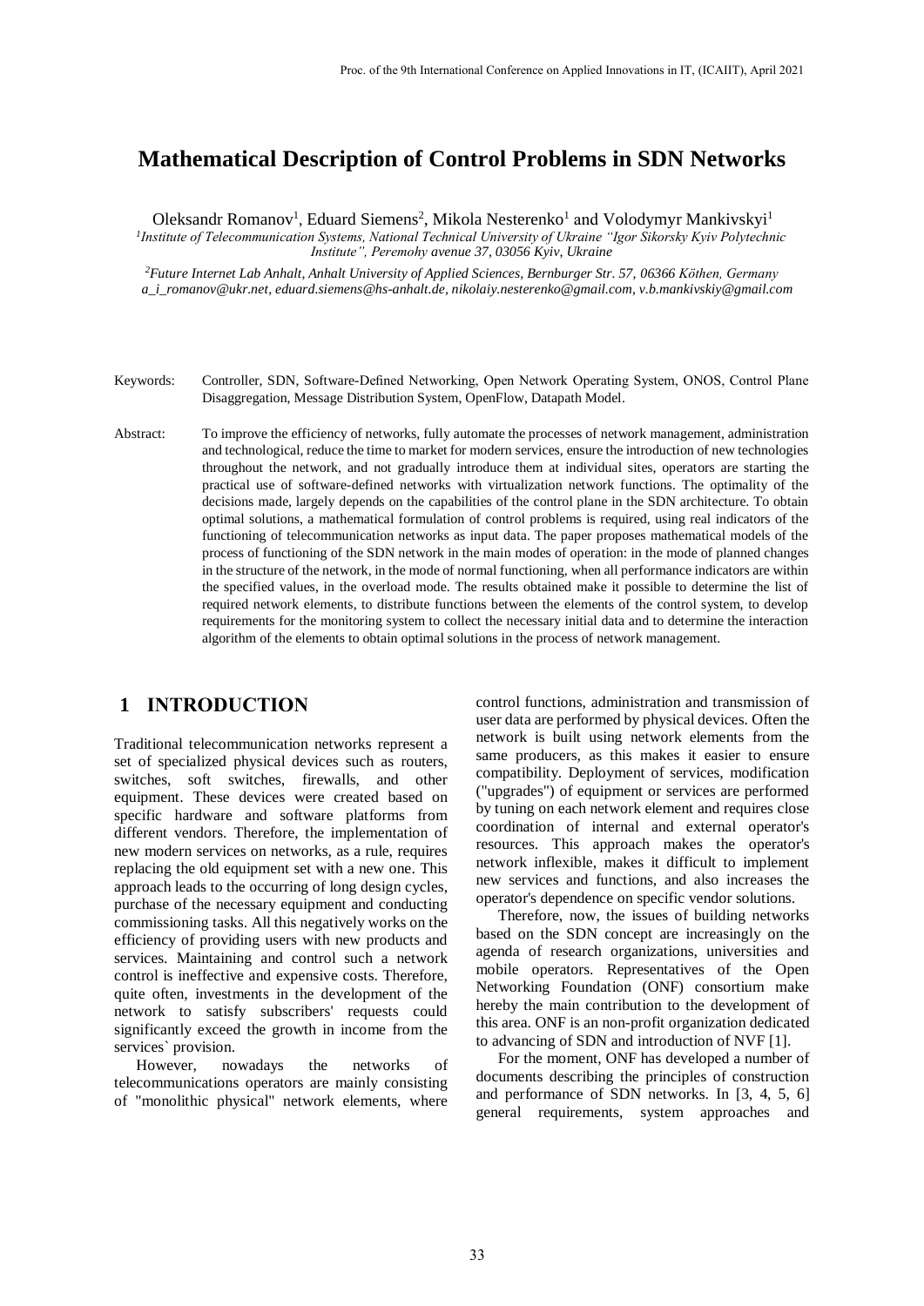# Mathematical Description of Control Problems in SDN Networks

Oleksandr Romanov[1], Eduard Siemens[2], Mikola Nesterenko[1] and Volodymyr Mankivskyi[1]

[1]*Institute of Telecommunication Systems, National Technical University of Ukraine "Igor Sikorsky Kyiv Polytechnic Institute", Peremohy avenue 37, 03056 Kyiv, Ukraine*

[2]*Future Internet Lab Anhalt, Anhalt University of Applied Sciences, Bernburger Str. 57, 06366 Köthen, Germany*
*a_i_romanov@ukr.net, eduard.siemens@hs-anhalt.de, nikolaiy.nesterenko@gmail.com, v.b.mankivskiy@gmail.com*

Keywords: Controller, SDN, Software-Defined Networking, Open Network Operating System, ONOS, Control Plane Disaggregation, Message Distribution System, OpenFlow, Datapath Model.

Abstract: To improve the efficiency of networks, fully automate the processes of network management, administration and technological, reduce the time to market for modern services, ensure the introduction of new technologies throughout the network, and not gradually introduce them at individual sites, operators are starting the practical use of software-defined networks with virtualization network functions. The optimality of the decisions made, largely depends on the capabilities of the control plane in the SDN architecture. To obtain optimal solutions, a mathematical formulation of control problems is required, using real indicators of the functioning of telecommunication networks as input data. The paper proposes mathematical models of the process of functioning of the SDN network in the main modes of operation: in the mode of planned changes in the structure of the network, in the mode of normal functioning, when all performance indicators are within the specified values, in the overload mode. The results obtained make it possible to determine the list of required network elements, to distribute functions between the elements of the control system, to develop requirements for the monitoring system to collect the necessary initial data and to determine the interaction algorithm of the elements to obtain optimal solutions in the process of network management.

## 1 INTRODUCTION

Traditional telecommunication networks represent a set of specialized physical devices such as routers, switches, soft switches, firewalls, and other equipment. These devices were created based on specific hardware and software platforms from different vendors. Therefore, the implementation of new modern services on networks, as a rule, requires replacing the old equipment set with a new one. This approach leads to the occurring of long design cycles, purchase of the necessary equipment and conducting commissioning tasks. All this negatively works on the efficiency of providing users with new products and services. Maintaining and control such a network control is ineffective and expensive costs. Therefore, quite often, investments in the development of the network to satisfy subscribers' requests could significantly exceed the growth in income from the services` provision.

However, nowadays the networks of telecommunications operators are mainly consisting of "monolithic physical" network elements, where control functions, administration and transmission of user data are performed by physical devices. Often the network is built using network elements from the same producers, as this makes it easier to ensure compatibility. Deployment of services, modification ("upgrades") of equipment or services are performed by tuning on each network element and requires close coordination of internal and external operator's resources. This approach makes the operator's network inflexible, makes it difficult to implement new services and functions, and also increases the operator's dependence on specific vendor solutions.

Therefore, now, the issues of building networks based on the SDN concept are increasingly on the agenda of research organizations, universities and mobile operators. Representatives of the Open Networking Foundation (ONF) consortium make hereby the main contribution to the development of this area. ONF is an non-profit organization dedicated to advancing of SDN and introduction of NVF [1].

For the moment, ONF has developed a number of documents describing the principles of construction and performance of SDN networks. In [3, 4, 5, 6] general requirements, system approaches and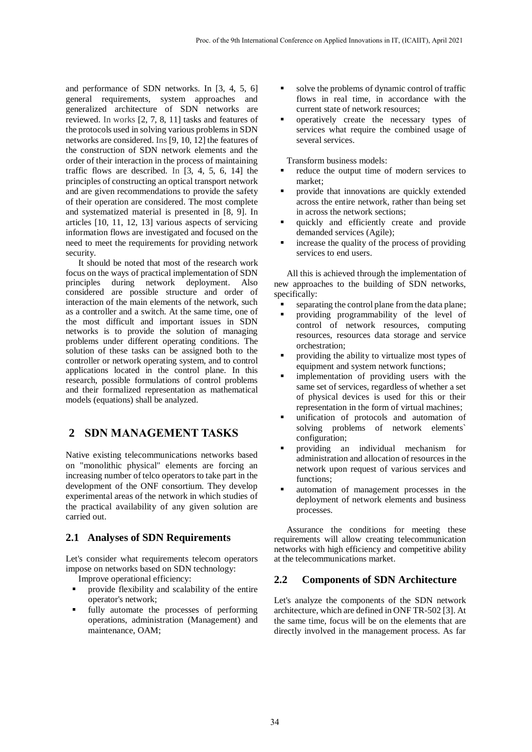and performance of SDN networks. In [3, 4, 5, 6] general requirements, system approaches and generalized architecture of SDN networks are reviewed. In works [2, 7, 8, 11] tasks and features of the protocols used in solving various problems in SDN networks are considered. Ins [9, 10, 12] the features of the construction of SDN network elements and the order of their interaction in the process of maintaining traffic flows are described. In [3, 4, 5, 6, 14] the principles of constructing an optical transport network and are given recommendations to provide the safety of their operation are considered. The most complete and systematized material is presented in [8, 9]. In articles [10, 11, 12, 13] various aspects of servicing information flows are investigated and focused on the need to meet the requirements for providing network security.

It should be noted that most of the research work focus on the ways of practical implementation of SDN principles during network deployment. Also considered are possible structure and order of interaction of the main elements of the network, such as a controller and a switch. At the same time, one of the most difficult and important issues in SDN networks is to provide the solution of managing problems under different operating conditions. The solution of these tasks can be assigned both to the controller or network operating system, and to control applications located in the control plane. In this research, possible formulations of control problems and their formalized representation as mathematical models (equations) shall be analyzed.

## 2 SDN MANAGEMENT TASKS

Native existing telecommunications networks based on "monolithic physical" elements are forcing an increasing number of telco operators to take part in the development of the ONF consortium. They develop experimental areas of the network in which studies of the practical availability of any given solution are carried out.

### 2.1 Analyses of SDN Requirements

Let's consider what requirements telecom operators impose on networks based on SDN technology:

Improve operational efficiency:

- provide flexibility and scalability of the entire operator's network;
- fully automate the processes of performing operations, administration (Management) and maintenance, OAM;
- solve the problems of dynamic control of traffic flows in real time, in accordance with the current state of network resources;
- operatively create the necessary types of services what require the combined usage of several services.

Transform business models:

- reduce the output time of modern services to market;
- provide that innovations are quickly extended across the entire network, rather than being set in across the network sections;
- quickly and efficiently create and provide demanded services (Agile);
- increase the quality of the process of providing services to end users.

All this is achieved through the implementation of new approaches to the building of SDN networks, specifically:

- separating the control plane from the data plane;
- providing programmability of the level of control of network resources, computing resources, resources data storage and service orchestration;
- providing the ability to virtualize most types of equipment and system network functions;
- implementation of providing users with the same set of services, regardless of whether a set of physical devices is used for this or their representation in the form of virtual machines;
- unification of protocols and automation of solving problems of network elements` configuration;
- providing an individual mechanism for administration and allocation of resources in the network upon request of various services and functions;
- automation of management processes in the deployment of network elements and business processes.

Assurance the conditions for meeting these requirements will allow creating telecommunication networks with high efficiency and competitive ability at the telecommunications market.

### 2.2 Components of SDN Architecture

Let's analyze the components of the SDN network architecture, which are defined in ONF TR-502 [3]. At the same time, focus will be on the elements that are directly involved in the management process. As far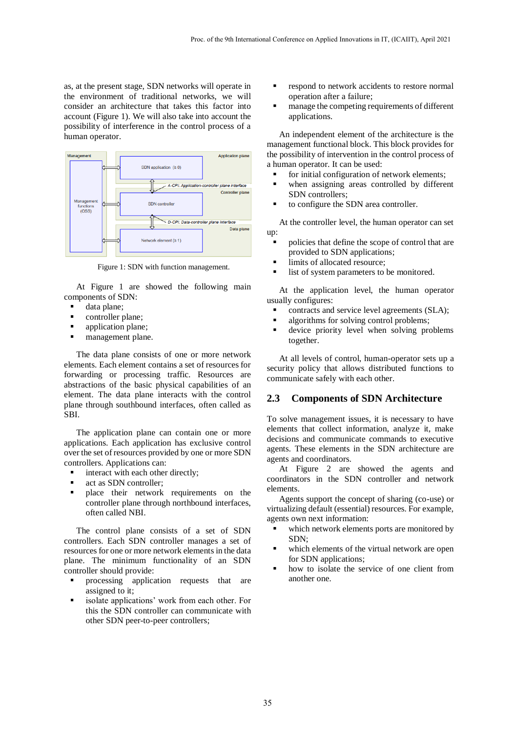as, at the present stage, SDN networks will operate in the environment of traditional networks, we will consider an architecture that takes this factor into account (Figure 1). We will also take into account the possibility of interference in the control process of a human operator.

Figure 1: SDN with function management.

At Figure 1 are showed the following main components of SDN:

- data plane;
- controller plane;
- application plane;
- management plane.

The data plane consists of one or more network elements. Each element contains a set of resources for forwarding or processing traffic. Resources are abstractions of the basic physical capabilities of an element. The data plane interacts with the control plane through southbound interfaces, often called as SBI.

The application plane can contain one or more applications. Each application has exclusive control over the set of resources provided by one or more SDN controllers. Applications can:

- interact with each other directly;
- act as SDN controller;
- place their network requirements on the controller plane through northbound interfaces, often called NBI.

The control plane consists of a set of SDN controllers. Each SDN controller manages a set of resources for one or more network elements in the data plane. The minimum functionality of an SDN controller should provide:

- processing application requests that are assigned to it;
- isolate applications' work from each other. For this the SDN controller can communicate with other SDN peer-to-peer controllers;
- respond to network accidents to restore normal operation after a failure;
- manage the competing requirements of different applications.

An independent element of the architecture is the management functional block. This block provides for the possibility of intervention in the control process of a human operator. It can be used:

- for initial configuration of network elements;
- when assigning areas controlled by different SDN controllers;
- to configure the SDN area controller.

At the controller level, the human operator can set up:

- policies that define the scope of control that are provided to SDN applications;
- limits of allocated resource;
- list of system parameters to be monitored.

At the application level, the human operator usually configures:

- contracts and service level agreements (SLA);
- algorithms for solving control problems;
- device priority level when solving problems together.

At all levels of control, human-operator sets up a security policy that allows distributed functions to communicate safely with each other.

## 2.3 Components of SDN Architecture

To solve management issues, it is necessary to have elements that collect information, analyze it, make decisions and communicate commands to executive agents. These elements in the SDN architecture are agents and coordinators.

At Figure 2 are showed the agents and coordinators in the SDN controller and network elements.

Agents support the concept of sharing (co-use) or virtualizing default (essential) resources. For example, agents own next information:

- which network elements ports are monitored by SDN;
- which elements of the virtual network are open for SDN applications;
- how to isolate the service of one client from another one.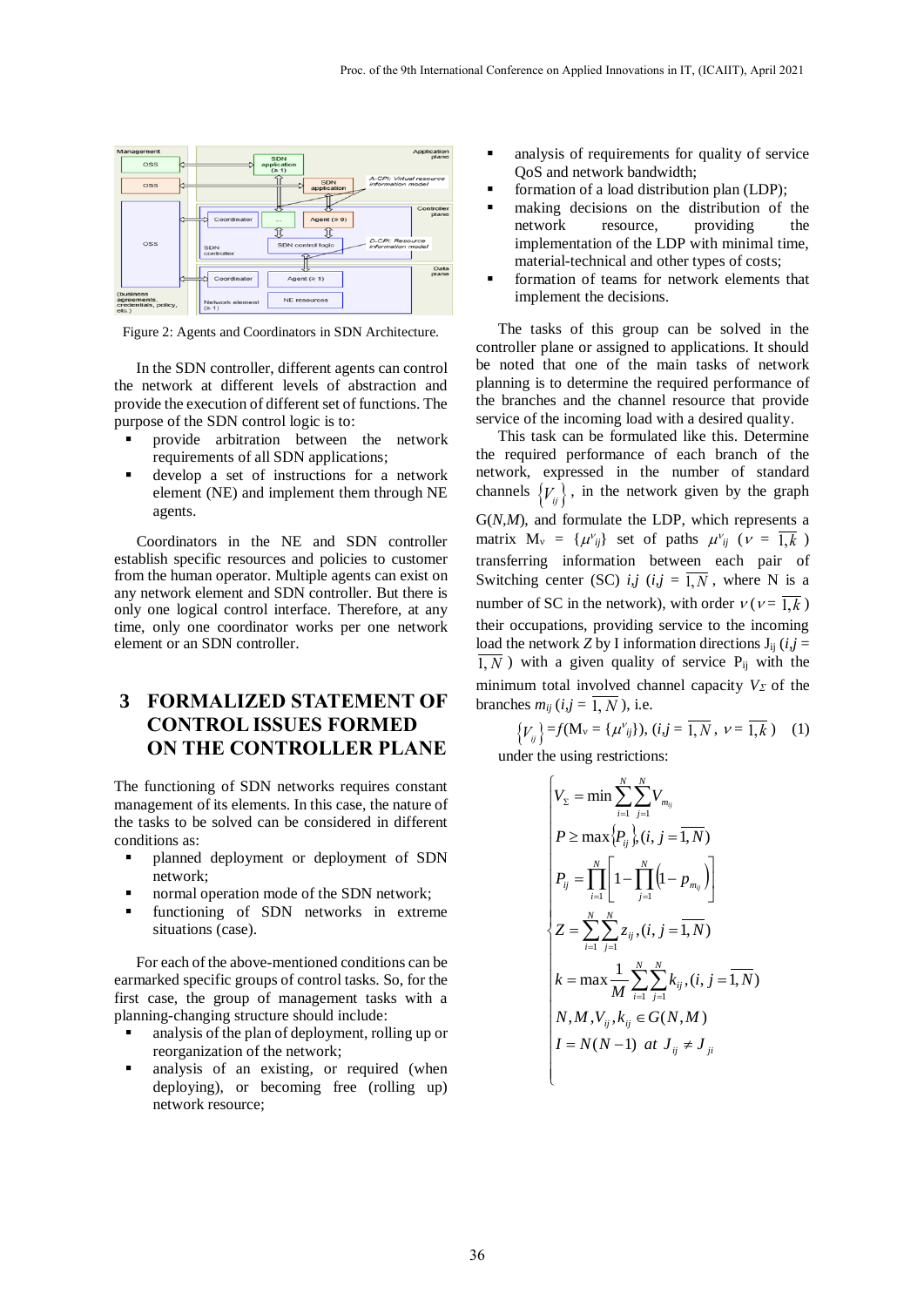Figure 2: Agents and Coordinators in SDN Architecture.

In the SDN controller, different agents can control the network at different levels of abstraction and provide the execution of different set of functions. The purpose of the SDN control logic is to:

- provide arbitration between the network requirements of all SDN applications;
- develop a set of instructions for a network element (NE) and implement them through NE agents.

Coordinators in the NE and SDN controller establish specific resources and policies to customer from the human operator. Multiple agents can exist on any network element and SDN controller. But there is only one logical control interface. Therefore, at any time, only one coordinator works per one network element or an SDN controller.

## 3 FORMALIZED STATEMENT OF CONTROL ISSUES FORMED ON THE CONTROLLER PLANE

The functioning of SDN networks requires constant management of its elements. In this case, the nature of the tasks to be solved can be considered in different conditions as:

- planned deployment or deployment of SDN network;
- normal operation mode of the SDN network;
- functioning of SDN networks in extreme situations (case).

For each of the above-mentioned conditions can be earmarked specific groups of control tasks. So, for the first case, the group of management tasks with a planning-changing structure should include:

- analysis of the plan of deployment, rolling up or reorganization of the network;
- analysis of an existing, or required (when deploying), or becoming free (rolling up) network resource;
- analysis of requirements for quality of service QoS and network bandwidth;
- formation of a load distribution plan (LDP);
- making decisions on the distribution of the network resource, providing the implementation of the LDP with minimal time, material-technical and other types of costs;
- formation of teams for network elements that implement the decisions.

The tasks of this group can be solved in the controller plane or assigned to applications. It should be noted that one of the main tasks of network planning is to determine the required performance of the branches and the channel resource that provide service of the incoming load with a desired quality.

This task can be formulated like this. Determine the required performance of each branch of the network, expressed in the number of standard channels $\{V_{ij}\}$, in the network given by the graph $G(N,M)$, and formulate the LDP, which represents a matrix $M_\nu = \{\mu^\nu_{ij}\}$ set of paths $\mu^\nu_{ij}$ ($\nu = \overline{1,k}$) transferring information between each pair of Switching center (SC) $i,j$ ($i,j = \overline{1,N}$, where N is a number of SC in the network), with order $\nu$ ($\nu = \overline{1,k}$) their occupations, providing service to the incoming load the network $Z$ by I information directions $J_{ij}$ ($i,j = \overline{1,N}$) with a given quality of service $P_{ij}$ with the minimum total involved channel capacity $V_\Sigma$ of the branches $m_{ij}$ ($i,j = \overline{1,N}$), i.e.

$$\{V_{ij}\} = f(M_\nu = \{\mu^\nu_{ij}\}), \ (i,j = \overline{1,N},\ \nu = \overline{1,k}) \quad (1)$$

under the using restrictions:

$$\begin{cases} V_\Sigma = \min \sum_{i=1}^{N}\sum_{j=1}^{N} V_{m_{ij}} \\ P \geq \max\{P_{ij}\}, (i,j = \overline{1,N}) \\ P_{ij} = \prod_{i=1}^{N}\left[1 - \prod_{j=1}^{N}\left(1 - p_{m_{ij}}\right)\right] \\ Z = \sum_{i=1}^{N}\sum_{j=1}^{N} z_{ij}, (i,j = \overline{1,N}) \\ k = \max \frac{1}{M}\sum_{i=1}^{N}\sum_{j=1}^{N} k_{ij}, (i,j = \overline{1,N}) \\ N, M, V_{ij}, k_{ij} \in G(N,M) \\ I = N(N-1) \ \ at\ J_{ij} \neq J_{ji} \end{cases}$$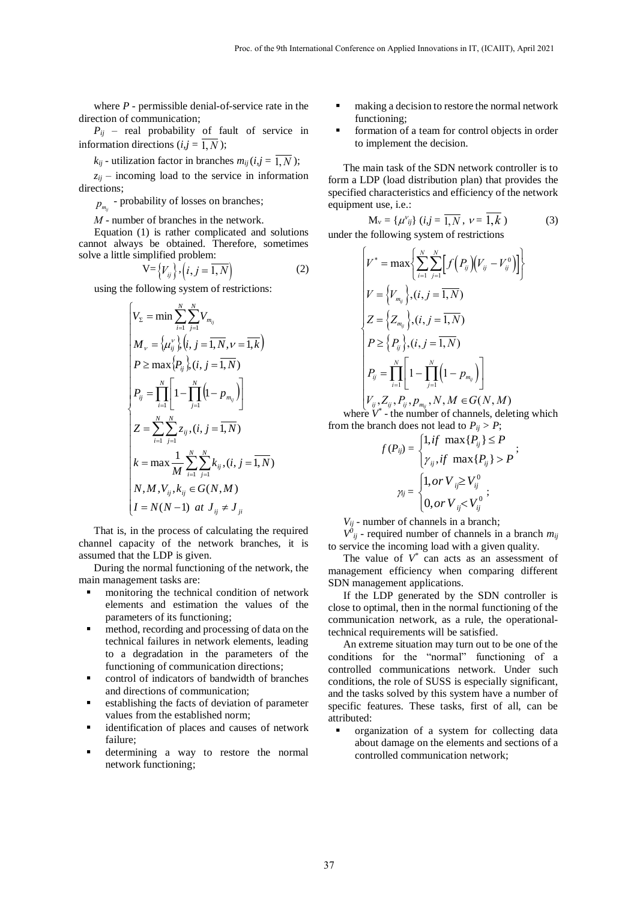where $P$ - permissible denial-of-service rate in the direction of communication;

$P_{ij}$ – real probability of fault of service in information directions ($i,j = \overline{1,N}$);

$k_{ij}$ - utilization factor in branches $m_{ij}$ ($i,j = \overline{1,N}$);

$z_{ij}$ – incoming load to the service in information directions;

$p_{m_{ij}}$ - probability of losses on branches;

$M$ - number of branches in the network.

Equation (1) is rather complicated and solutions cannot always be obtained. Therefore, sometimes solve a little simplified problem:

$$V = \left\{V_{ij}\right\}, \left(i, j = \overline{1,N}\right) \tag{2}$$

using the following system of restrictions:

$$\begin{cases} V_{\Sigma} = \min \sum_{i=1}^{N} \sum_{j=1}^{N} V_{m_{ij}} \\ M_{\nu} = \left\{\mu_{ij}^{\nu}\right\}, \left(i, j = \overline{1,N}, \nu = \overline{1,k}\right) \\ P \geq \max\left\{P_{ij}\right\}, (i, j = \overline{1,N}) \\ P_{ij} = \prod_{i=1}^{N} \left[1 - \prod_{j=1}^{N} \left(1 - p_{m_{ij}}\right)\right] \\ Z = \sum_{i=1}^{N} \sum_{j=1}^{N} z_{ij}, (i, j = \overline{1,N}) \\ k = \max \frac{1}{M} \sum_{i=1}^{N} \sum_{j=1}^{N} k_{ij}, (i, j = \overline{1,N}) \\ N, M, V_{ij}, k_{ij} \in G(N, M) \\ I = N(N-1) \;\; at \;\; J_{ij} \neq J_{ji} \end{cases}$$

That is, in the process of calculating the required channel capacity of the network branches, it is assumed that the LDP is given.

During the normal functioning of the network, the main management tasks are:

- monitoring the technical condition of network elements and estimation the values of the parameters of its functioning;
- method, recording and processing of data on the technical failures in network elements, leading to a degradation in the parameters of the functioning of communication directions;
- control of indicators of bandwidth of branches and directions of communication;
- establishing the facts of deviation of parameter values from the established norm;
- identification of places and causes of network failure;
- determining a way to restore the normal network functioning;
- making a decision to restore the normal network functioning;
- formation of a team for control objects in order to implement the decision.

The main task of the SDN network controller is to form a LDP (load distribution plan) that provides the specified characteristics and efficiency of the network equipment use, i.e.:

$$M_{\nu} = \{\mu^{\nu}_{ij}\} \; (i,j = \overline{1,N}, \; \nu = \overline{1,k}) \tag{3}$$

under the following system of restrictions

$$\begin{cases} V^{*} = \max\left\{ \sum_{i=1}^{N} \sum_{j=1}^{N} \left[ f\left(P_{ij}\right)\left(V_{ij} - V_{ij}^{0}\right)\right]\right\} \\ V = \left\{V_{m_{ij}}\right\}, (i, j = \overline{1,N}) \\ Z = \left\{Z_{m_{ij}}\right\}, (i, j = \overline{1,N}) \\ P \geq \left\{P_{ij}\right\}, (i, j = \overline{1,N}) \\ P_{ij} = \prod_{i=1}^{N} \left[1 - \prod_{j=1}^{N} \left(1 - p_{m_{ij}}\right)\right] \\ V_{ij}, Z_{ij}, P_{ij}, p_{m_{ij}}, N, M \in G(N, M) \end{cases}$$

where $V^{*}$ - the number of channels, deleting which from the branch does not lead to $P_{ij} > P$;

$$f(P_{ij}) = \begin{cases} 1, if \;\; \max\{P_{ij}\} \leq P \\ \gamma_{ij}, if \;\; \max\{P_{ij}\} > P \end{cases};$$

$$\gamma_{ij} = \begin{cases} 1, or\, V_{ij} \geq V_{ij}^{0} \\ 0, or\, V_{ij} < V_{ij}^{0} \end{cases};$$

$V_{ij}$ - number of channels in a branch;

$V^{0}_{ij}$ - required number of channels in a branch $m_{ij}$ to service the incoming load with a given quality.

The value of $V^{*}$ can acts as an assessment of management efficiency when comparing different SDN management applications.

If the LDP generated by the SDN controller is close to optimal, then in the normal functioning of the communication network, as a rule, the operational-technical requirements will be satisfied.

An extreme situation may turn out to be one of the conditions for the "normal" functioning of a controlled communications network. Under such conditions, the role of SUSS is especially significant, and the tasks solved by this system have a number of specific features. These tasks, first of all, can be attributed:

- organization of a system for collecting data about damage on the elements and sections of a controlled communication network;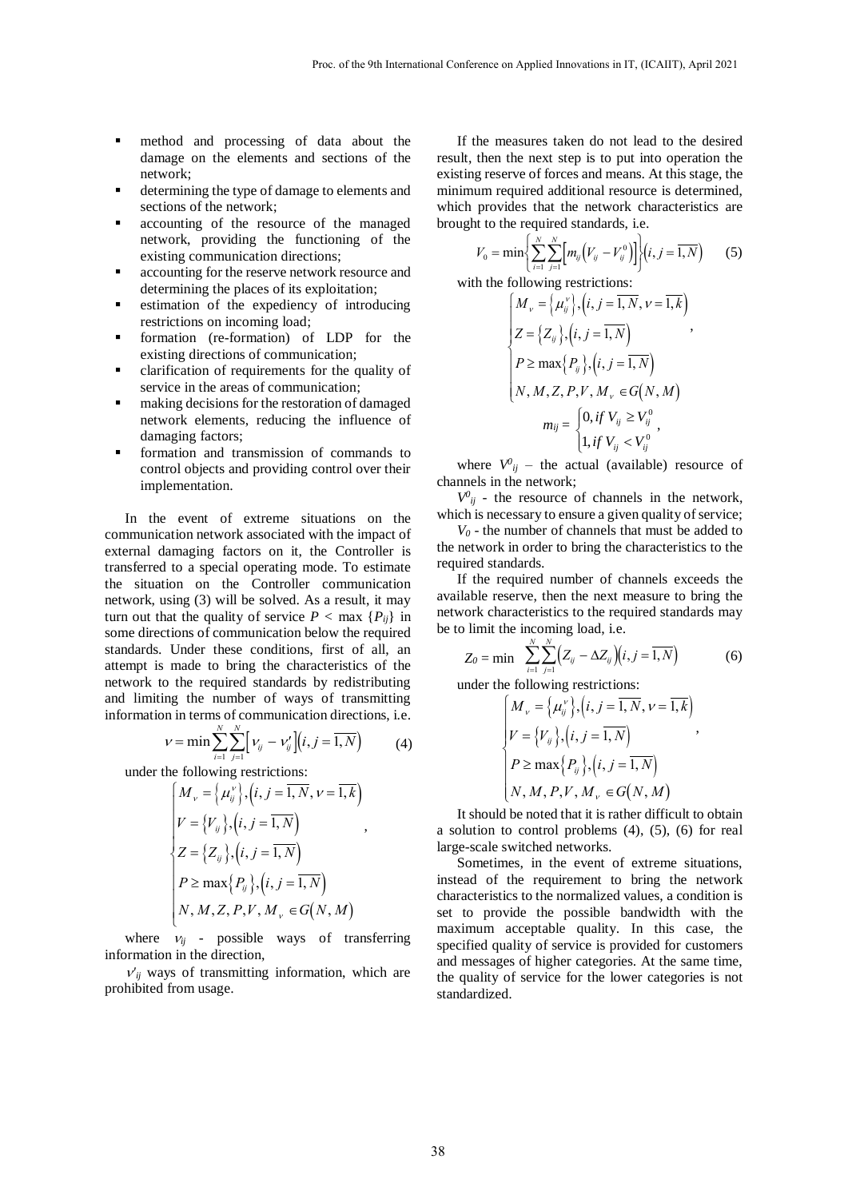- method and processing of data about the damage on the elements and sections of the network;
- determining the type of damage to elements and sections of the network;
- accounting of the resource of the managed network, providing the functioning of the existing communication directions;
- accounting for the reserve network resource and determining the places of its exploitation;
- estimation of the expediency of introducing restrictions on incoming load;
- formation (re-formation) of LDP for the existing directions of communication;
- clarification of requirements for the quality of service in the areas of communication;
- making decisions for the restoration of damaged network elements, reducing the influence of damaging factors;
- formation and transmission of commands to control objects and providing control over their implementation.

In the event of extreme situations on the communication network associated with the impact of external damaging factors on it, the Controller is transferred to a special operating mode. To estimate the situation on the Controller communication network, using (3) will be solved. As a result, it may turn out that the quality of service $P < \max\{P_{ij}\}$ in some directions of communication below the required standards. Under these conditions, first of all, an attempt is made to bring the characteristics of the network to the required standards by redistributing and limiting the number of ways of transmitting information in terms of communication directions, i.e.

$$\nu = \min \sum_{i=1}^{N}\sum_{j=1}^{N}\left[\nu_{ij} - \nu'_{ij}\right]\left(i, j = \overline{1, N}\right) \qquad (4)$$

under the following restrictions:

$$\begin{cases} M_{\nu} = \left\{\mu_{ij}^{\nu}\right\}, \left(i, j = \overline{1, N}, \nu = \overline{1, k}\right) \\ V = \left\{V_{ij}\right\}, \left(i, j = \overline{1, N}\right) \\ Z = \left\{Z_{ij}\right\}, \left(i, j = \overline{1, N}\right) \\ P \geq \max\left\{P_{ij}\right\}, \left(i, j = \overline{1, N}\right) \\ N, M, Z, P, V, M_{\nu} \in G\left(N, M\right) \end{cases},$$

where $\nu_{ij}$ - possible ways of transferring information in the direction,

$\nu'_{ij}$ ways of transmitting information, which are prohibited from usage.

If the measures taken do not lead to the desired result, then the next step is to put into operation the existing reserve of forces and means. At this stage, the minimum required additional resource is determined, which provides that the network characteristics are brought to the required standards, i.e.

$$V_0 = \min\left\{\sum_{i=1}^{N}\sum_{j=1}^{N}\left[m_{ij}\left(V_{ij} - V_{ij}^0\right)\right]\right\}\left(i, j = \overline{1, N}\right) \qquad (5)$$

with the following restrictions:

$$\begin{cases} M_{\nu} = \left\{\mu_{ij}^{\nu}\right\}, \left(i, j = \overline{1, N}, \nu = \overline{1, k}\right) \\ Z = \left\{Z_{ij}\right\}, \left(i, j = \overline{1, N}\right) \\ P \geq \max\left\{P_{ij}\right\}, \left(i, j = \overline{1, N}\right) \\ N, M, Z, P, V, M_{\nu} \in G\left(N, M\right) \end{cases},$$

$$m_{ij} = \begin{cases} 0, if\ V_{ij} \geq V_{ij}^0 \\ 1, if\ V_{ij} < V_{ij}^0 \end{cases},$$

where $V^0_{ij}$ – the actual (available) resource of channels in the network;

$V^0_{ij}$ - the resource of channels in the network, which is necessary to ensure a given quality of service;

$V_0$ - the number of channels that must be added to the network in order to bring the characteristics to the required standards.

If the required number of channels exceeds the available reserve, then the next measure to bring the network characteristics to the required standards may be to limit the incoming load, i.e.

$$Z_0 = \min\ \sum_{i=1}^{N}\sum_{j=1}^{N}\left(Z_{ij} - \Delta Z_{ij}\right)\left(i, j = \overline{1, N}\right) \qquad (6)$$

under the following restrictions:

$$\begin{cases} M_{\nu} = \left\{\mu_{ij}^{\nu}\right\}, \left(i, j = \overline{1, N}, \nu = \overline{1, k}\right) \\ V = \left\{V_{ij}\right\}, \left(i, j = \overline{1, N}\right) \\ P \geq \max\left\{P_{ij}\right\}, \left(i, j = \overline{1, N}\right) \\ N, M, P, V, M_{\nu} \in G\left(N, M\right) \end{cases},$$

It should be noted that it is rather difficult to obtain a solution to control problems (4), (5), (6) for real large-scale switched networks.

Sometimes, in the event of extreme situations, instead of the requirement to bring the network characteristics to the normalized values, a condition is set to provide the possible bandwidth with the maximum acceptable quality. In this case, the specified quality of service is provided for customers and messages of higher categories. At the same time, the quality of service for the lower categories is not standardized.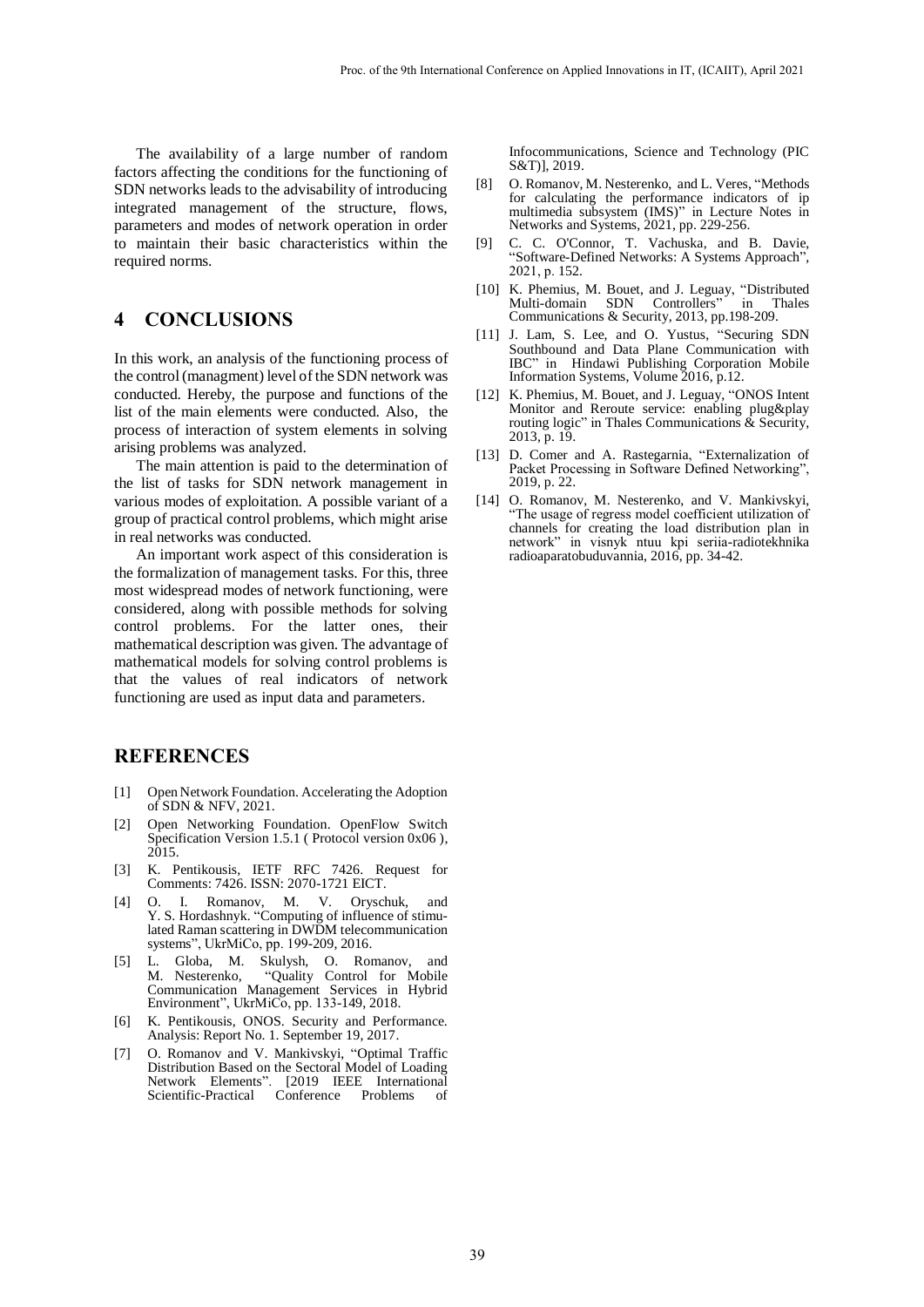The availability of a large number of random factors affecting the conditions for the functioning of SDN networks leads to the advisability of introducing integrated management of the structure, flows, parameters and modes of network operation in order to maintain their basic characteristics within the required norms.

## 4 CONCLUSIONS

In this work, an analysis of the functioning process of the control (managment) level of the SDN network was conducted. Hereby, the purpose and functions of the list of the main elements were conducted. Also, the process of interaction of system elements in solving arising problems was analyzed.

The main attention is paid to the determination of the list of tasks for SDN network management in various modes of exploitation. A possible variant of a group of practical control problems, which might arise in real networks was conducted.

An important work aspect of this consideration is the formalization of management tasks. For this, three most widespread modes of network functioning, were considered, along with possible methods for solving control problems. For the latter ones, their mathematical description was given. The advantage of mathematical models for solving control problems is that the values of real indicators of network functioning are used as input data and parameters.

## REFERENCES

[1] Open Network Foundation. Accelerating the Adoption of SDN & NFV, 2021.

[2] Open Networking Foundation. OpenFlow Switch Specification Version 1.5.1 ( Protocol version 0x06 ), 2015.

[3] K. Pentikousis, IETF RFC 7426. Request for Comments: 7426. ISSN: 2070-1721 EICT.

[4] O. I. Romanov, M. V. Oryschuk, and Y. S. Hordashnyk. "Computing of influence of stimulated Raman scattering in DWDM telecommunication systems", UkrMiCo, pp. 199-209, 2016.

[5] L. Globa, M. Skulysh, O. Romanov, and M. Nesterenko, "Quality Control for Mobile Communication Management Services in Hybrid Environment", UkrMiCo, pp. 133-149, 2018.

[6] K. Pentikousis, ONOS. Security and Performance. Analysis: Report No. 1. September 19, 2017.

[7] O. Romanov and V. Mankivskyi, "Optimal Traffic Distribution Based on the Sectoral Model of Loading Network Elements". [2019 IEEE International Scientific-Practical Conference Problems of Infocommunications, Science and Technology (PIC S&T)], 2019.

[8] O. Romanov, M. Nesterenko, and L. Veres, "Methods for calculating the performance indicators of ip multimedia subsystem (IMS)" in Lecture Notes in Networks and Systems, 2021, pp. 229-256.

[9] C. C. O'Connor, T. Vachuska, and B. Davie, "Software-Defined Networks: A Systems Approach", 2021, p. 152.

[10] K. Phemius, M. Bouet, and J. Leguay, "Distributed Multi-domain SDN Controllers" in Thales Communications & Security, 2013, pp.198-209.

[11] J. Lam, S. Lee, and O. Yustus, "Securing SDN Southbound and Data Plane Communication with IBC" in Hindawi Publishing Corporation Mobile Information Systems, Volume 2016, p.12.

[12] K. Phemius, M. Bouet, and J. Leguay, "ONOS Intent Monitor and Reroute service: enabling plug&play routing logic" in Thales Communications & Security, 2013, p. 19.

[13] D. Comer and A. Rastegarnia, "Externalization of Packet Processing in Software Defined Networking", 2019, p. 22.

[14] O. Romanov, M. Nesterenko, and V. Mankivskyi, "The usage of regress model coefficient utilization of channels for creating the load distribution plan in network" in visnyk ntuu kpi seriia-radiotekhnika radioaparatobuduvannia, 2016, pp. 34-42.